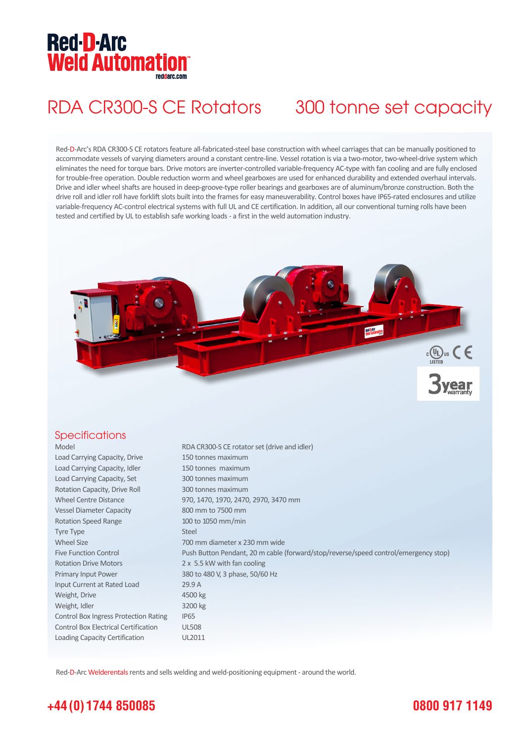# Red-D-Arc Weld Automation

reddarc.com

## RDA CR300-S CE Rotators 300 tonne set capacity

Red-D-Arc's RDA CR300-S CE rotators feature all-fabricated-steel base construction with wheel carriages that can be manually positioned to accommodate vessels of varying diameters around a constant centre-line. Vessel rotation is via a two-motor, two-wheel-drive system which eliminates the need for torque bars. Drive motors are inverter-controlled variable-frequency AC-type with fan cooling and are fully enclosed for trouble-free operation. Double reduction worm and wheel gearboxes are used for enhanced durability and extended overhaul intervals. Drive and idler wheel shafts are housed in deep-groove-type roller bearings and gearboxes are of aluminum/bronze construction. Both the drive roll and idler roll have forklift slots built into the frames for easy maneuverability. Control boxes have IP65-rated enclosures and utilize variable-frequency AC-control electrical systems with full UL and CE certification. In addition, all our conventional turning rolls have been tested and certified by UL to establish safe working loads - a first in the weld automation industry.

cULus LISTED CE

3year warranty

## Specifications

| | |
|---|---|
| Model | RDA CR300-S CE rotator set (drive and idler) |
| Load Carrying Capacity, Drive | 150 tonnes maximum |
| Load Carrying Capacity, Idler | 150 tonnes maximum |
| Load Carrying Capacity, Set | 300 tonnes maximum |
| Rotation Capacity, Drive Roll | 300 tonnes maximum |
| Wheel Centre Distance | 970, 1470, 1970, 2470, 2970, 3470 mm |
| Vessel Diameter Capacity | 800 mm to 7500 mm |
| Rotation Speed Range | 100 to 1050 mm/min |
| Tyre Type | Steel |
| Wheel Size | 700 mm diameter x 230 mm wide |
| Five Function Control | Push Button Pendant, 20 m cable (forward/stop/reverse/speed control/emergency stop) |
| Rotation Drive Motors | 2 x 5.5 kW with fan cooling |
| Primary Input Power | 380 to 480 V, 3 phase, 50/60 Hz |
| Input Current at Rated Load | 29.9 A |
| Weight, Drive | 4500 kg |
| Weight, Idler | 3200 kg |
| Control Box Ingress Protection Rating | IP65 |
| Control Box Electrical Certification | UL508 |
| Loading Capacity Certification | UL2011 |

Red-D-Arc Welderentals rents and sells welding and weld-positioning equipment - around the world.

**+44 (0) 1744 850085** **0800 917 1149**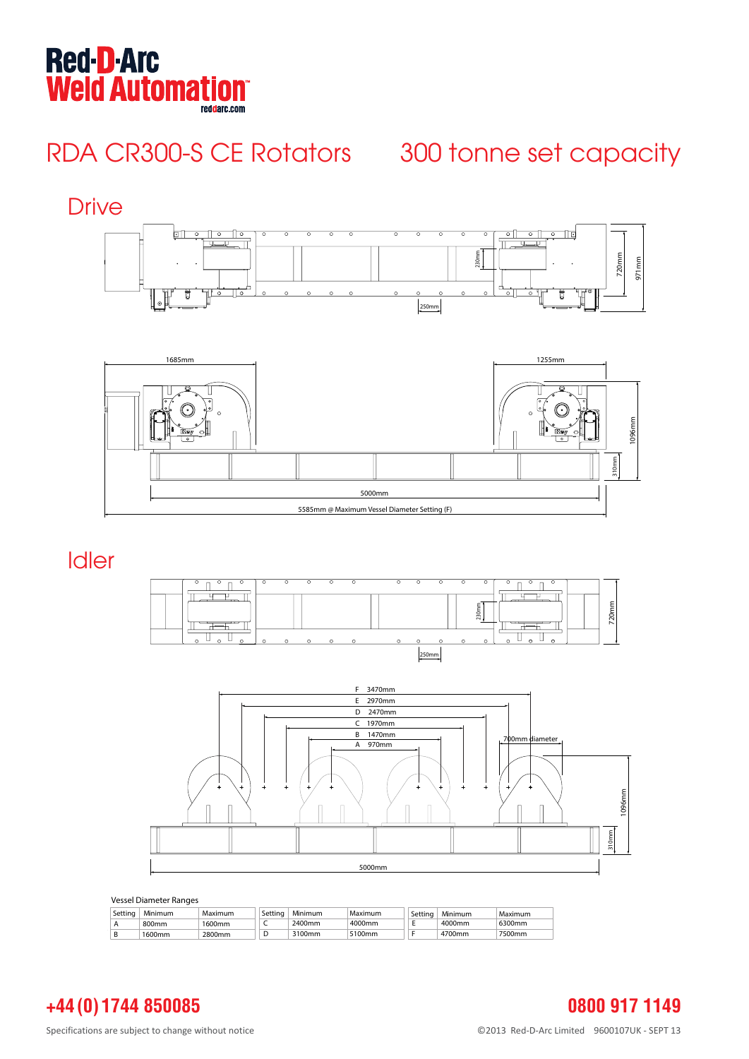Red-D-Arc
Weld Automation
reddarc.com

# RDA CR300-S CE Rotators    300 tonne set capacity

## Drive

230mm
720mm
971mm
250mm

1685mm
1255mm
1096mm
310mm
5000mm
5585mm @ Maximum Vessel Diameter Setting (F)

## Idler

230mm
720mm
250mm

F 3470mm
E 2970mm
D 2470mm
C 1970mm
B 1470mm
A 970mm
700mm diameter
1096mm
310mm
5000mm

Vessel Diameter Ranges

| Setting | Minimum | Maximum |
|---|---|---|
| A | 800mm | 1600mm |
| B | 1600mm | 2800mm |
| C | 2400mm | 4000mm |
| D | 3100mm | 5100mm |
| E | 4000mm | 6300mm |
| F | 4700mm | 7500mm |

**+44 (0) 1744 850085**

**0800 917 1149**

Specifications are subject to change without notice

©2013 Red-D-Arc Limited 9600107UK - SEPT 13